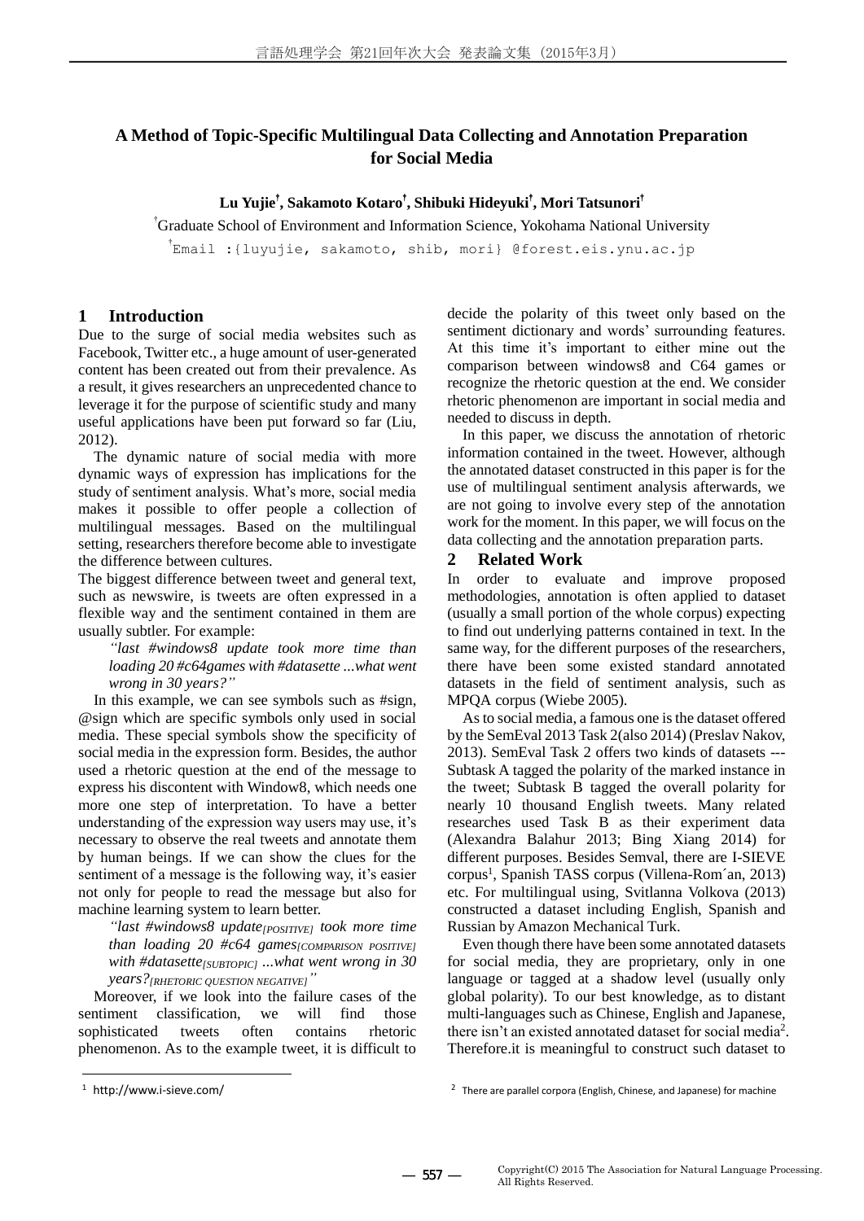# A Method of Topic-Specific Multilingual Data Collecting and Annotation Preparation for Social Media

**Lu Yujie[†], Sakamoto Kotaro[†], Shibuki Hideyuki[†], Mori Tatsunori[†]**

[†]Graduate School of Environment and Information Science, Yokohama National University

[†]Email :{luyujie, sakamoto, shib, mori} @forest.eis.ynu.ac.jp

## 1 Introduction

Due to the surge of social media websites such as Facebook, Twitter etc., a huge amount of user-generated content has been created out from their prevalence. As a result, it gives researchers an unprecedented chance to leverage it for the purpose of scientific study and many useful applications have been put forward so far (Liu, 2012).

The dynamic nature of social media with more dynamic ways of expression has implications for the study of sentiment analysis. What's more, social media makes it possible to offer people a collection of multilingual messages. Based on the multilingual setting, researchers therefore become able to investigate the difference between cultures.

The biggest difference between tweet and general text, such as newswire, is tweets are often expressed in a flexible way and the sentiment contained in them are usually subtler. For example:

> *"last #windows8 update took more time than loading 20 #c64games with #datasette ...what went wrong in 30 years?"*

In this example, we can see symbols such as #sign, @sign which are specific symbols only used in social media. These special symbols show the specificity of social media in the expression form. Besides, the author used a rhetoric question at the end of the message to express his discontent with Window8, which needs one more one step of interpretation. To have a better understanding of the expression way users may use, it's necessary to observe the real tweets and annotate them by human beings. If we can show the clues for the sentiment of a message is the following way, it's easier not only for people to read the message but also for machine learning system to learn better.

> *"last #windows8 update[POSITIVE] took more time than loading 20 #c64 games[COMPARISON POSITIVE] with #datasette[SUBTOPIC] ...what went wrong in 30 years?[RHETORIC QUESTION NEGATIVE]"*

Moreover, if we look into the failure cases of the sentiment classification, we will find those sophisticated tweets often contains rhetoric phenomenon. As to the example tweet, it is difficult to decide the polarity of this tweet only based on the sentiment dictionary and words' surrounding features. At this time it's important to either mine out the comparison between windows8 and C64 games or recognize the rhetoric question at the end. We consider rhetoric phenomenon are important in social media and needed to discuss in depth.

In this paper, we discuss the annotation of rhetoric information contained in the tweet. However, although the annotated dataset constructed in this paper is for the use of multilingual sentiment analysis afterwards, we are not going to involve every step of the annotation work for the moment. In this paper, we will focus on the data collecting and the annotation preparation parts.

## 2 Related Work

In order to evaluate and improve proposed methodologies, annotation is often applied to dataset (usually a small portion of the whole corpus) expecting to find out underlying patterns contained in text. In the same way, for the different purposes of the researchers, there have been some existed standard annotated datasets in the field of sentiment analysis, such as MPQA corpus (Wiebe 2005).

As to social media, a famous one is the dataset offered by the SemEval 2013 Task 2(also 2014) (Preslav Nakov, 2013). SemEval Task 2 offers two kinds of datasets --- Subtask A tagged the polarity of the marked instance in the tweet; Subtask B tagged the overall polarity for nearly 10 thousand English tweets. Many related researches used Task B as their experiment data (Alexandra Balahur 2013; Bing Xiang 2014) for different purposes. Besides Semval, there are I-SIEVE corpus[1], Spanish TASS corpus (Villena-Rom´an, 2013) etc. For multilingual using, Svitlanna Volkova (2013) constructed a dataset including English, Spanish and Russian by Amazon Mechanical Turk.

Even though there have been some annotated datasets for social media, they are proprietary, only in one language or tagged at a shadow level (usually only global polarity). To our best knowledge, as to distant multi-languages such as Chinese, English and Japanese, there isn't an existed annotated dataset for social media[2]. Therefore.it is meaningful to construct such dataset to

---

[1] http://www.i-sieve.com/

[2] There are parallel corpora (English, Chinese, and Japanese) for machine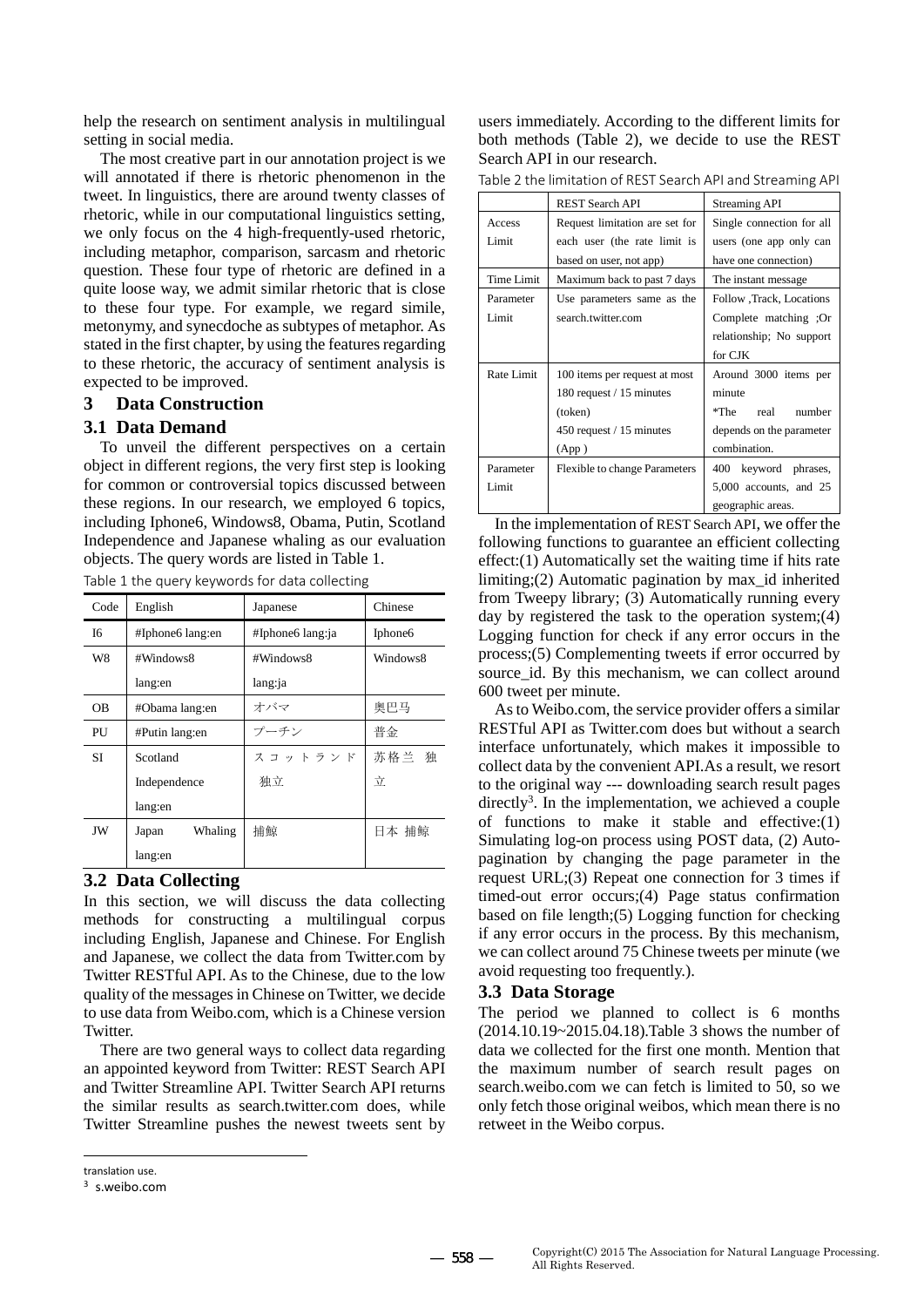help the research on sentiment analysis in multilingual setting in social media.

The most creative part in our annotation project is we will annotated if there is rhetoric phenomenon in the tweet. In linguistics, there are around twenty classes of rhetoric, while in our computational linguistics setting, we only focus on the 4 high-frequently-used rhetoric, including metaphor, comparison, sarcasm and rhetoric question. These four type of rhetoric are defined in a quite loose way, we admit similar rhetoric that is close to these four type. For example, we regard simile, metonymy, and synecdoche as subtypes of metaphor. As stated in the first chapter, by using the features regarding to these rhetoric, the accuracy of sentiment analysis is expected to be improved.

## 3 Data Construction

### 3.1 Data Demand

To unveil the different perspectives on a certain object in different regions, the very first step is looking for common or controversial topics discussed between these regions. In our research, we employed 6 topics, including Iphone6, Windows8, Obama, Putin, Scotland Independence and Japanese whaling as our evaluation objects. The query words are listed in Table 1.

Table 1 the query keywords for data collecting

| Code | English | Japanese | Chinese |
|---|---|---|---|
| I6 | #Iphone6 lang:en | #Iphone6 lang:ja | Iphone6 |
| W8 | #Windows8 lang:en | #Windows8 lang:ja | Windows8 |
| OB | #Obama lang:en | オバマ | 奥巴马 |
| PU | #Putin lang:en | プーチン | 普金 |
| SI | Scotland Independence lang:en | スコットランド独立 | 苏格兰 独立 |
| JW | Japan Whaling lang:en | 捕鯨 | 日本 捕鲸 |

### 3.2 Data Collecting

In this section, we will discuss the data collecting methods for constructing a multilingual corpus including English, Japanese and Chinese. For English and Japanese, we collect the data from Twitter.com by Twitter RESTful API. As to the Chinese, due to the low quality of the messages in Chinese on Twitter, we decide to use data from Weibo.com, which is a Chinese version Twitter.

There are two general ways to collect data regarding an appointed keyword from Twitter: REST Search API and Twitter Streamline API. Twitter Search API returns the similar results as search.twitter.com does, while Twitter Streamline pushes the newest tweets sent by users immediately. According to the different limits for both methods (Table 2), we decide to use the REST Search API in our research.

Table 2 the limitation of REST Search API and Streaming API

| | REST Search API | Streaming API |
|---|---|---|
| Access Limit | Request limitation are set for each user (the rate limit is based on user, not app) | Single connection for all users (one app only can have one connection) |
| Time Limit | Maximum back to past 7 days | The instant message |
| Parameter Limit | Use parameters same as the search.twitter.com | Follow ,Track, Locations Complete matching ;Or relationship; No support for CJK |
| Rate Limit | 100 items per request at most 180 request / 15 minutes (token) 450 request / 15 minutes (App ) | Around 3000 items per minute *The real number depends on the parameter combination. |
| Parameter Limit | Flexible to change Parameters | 400 keyword phrases, 5,000 accounts, and 25 geographic areas. |

In the implementation of REST Search API, we offer the following functions to guarantee an efficient collecting effect:(1) Automatically set the waiting time if hits rate limiting;(2) Automatic pagination by max_id inherited from Tweepy library; (3) Automatically running every day by registered the task to the operation system;(4) Logging function for check if any error occurs in the process;(5) Complementing tweets if error occurred by source_id. By this mechanism, we can collect around 600 tweet per minute.

As to Weibo.com, the service provider offers a similar RESTful API as Twitter.com does but without a search interface unfortunately, which makes it impossible to collect data by the convenient API.As a result, we resort to the original way --- downloading search result pages directly[3]. In the implementation, we achieved a couple of functions to make it stable and effective:(1) Simulating log-on process using POST data, (2) Auto-pagination by changing the page parameter in the request URL;(3) Repeat one connection for 3 times if timed-out error occurs;(4) Page status confirmation based on file length;(5) Logging function for checking if any error occurs in the process. By this mechanism, we can collect around 75 Chinese tweets per minute (we avoid requesting too frequently.).

### 3.3 Data Storage

The period we planned to collect is 6 months (2014.10.19~2015.04.18).Table 3 shows the number of data we collected for the first one month. Mention that the maximum number of search result pages on search.weibo.com we can fetch is limited to 50, so we only fetch those original weibos, which mean there is no retweet in the Weibo corpus.

---

translation use.

[3] s.weibo.com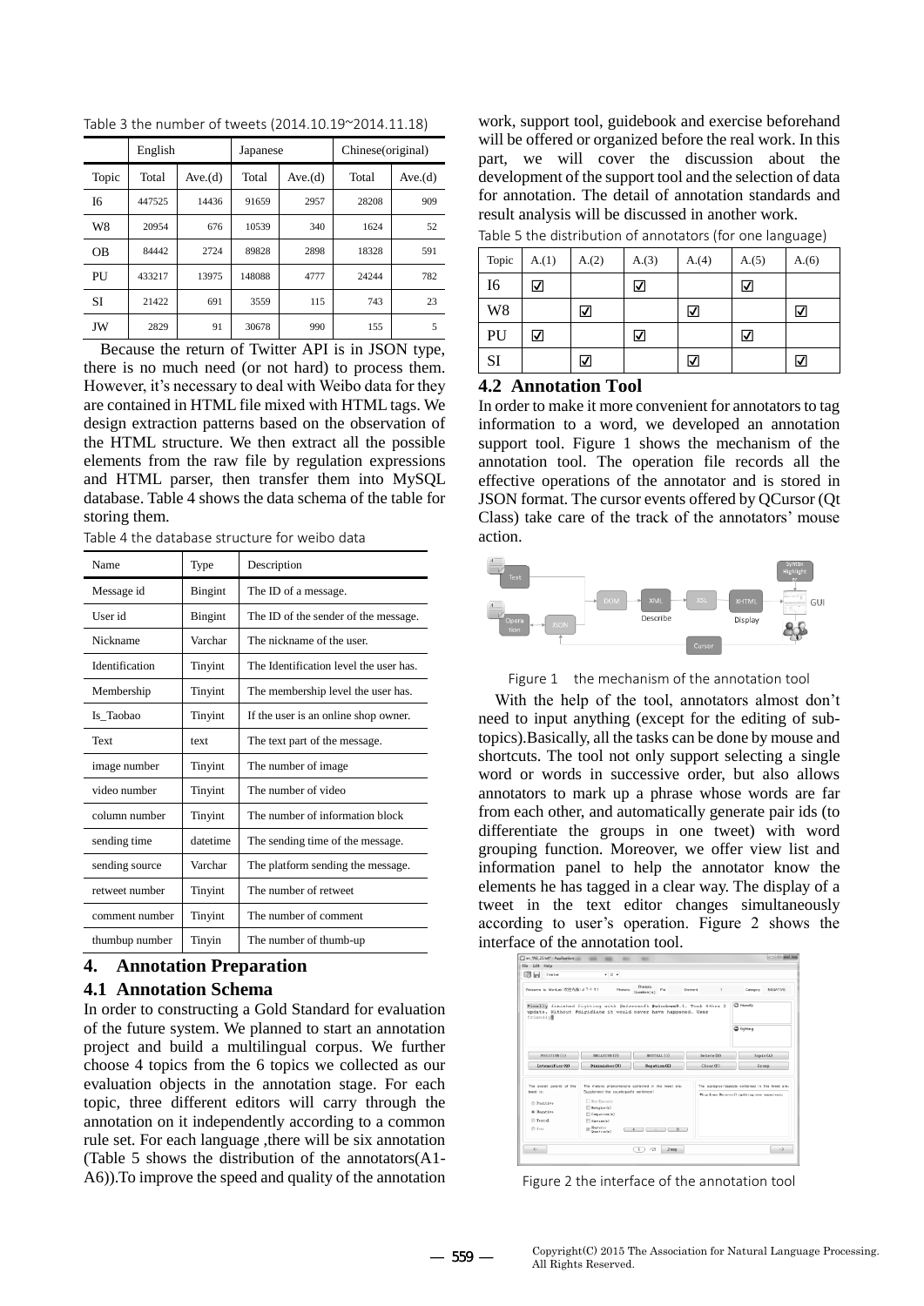Table 3 the number of tweets (2014.10.19~2014.11.18)

| | English | | Japanese | | Chinese(original) | |
|---|---|---|---|---|---|---|
| Topic | Total | Ave.(d) | Total | Ave.(d) | Total | Ave.(d) |
| I6 | 447525 | 14436 | 91659 | 2957 | 28208 | 909 |
| W8 | 20954 | 676 | 10539 | 340 | 1624 | 52 |
| OB | 84442 | 2724 | 89828 | 2898 | 18328 | 591 |
| PU | 433217 | 13975 | 148088 | 4777 | 24244 | 782 |
| SI | 21422 | 691 | 3559 | 115 | 743 | 23 |
| JW | 2829 | 91 | 30678 | 990 | 155 | 5 |

Because the return of Twitter API is in JSON type, there is no much need (or not hard) to process them. However, it's necessary to deal with Weibo data for they are contained in HTML file mixed with HTML tags. We design extraction patterns based on the observation of the HTML structure. We then extract all the possible elements from the raw file by regulation expressions and HTML parser, then transfer them into MySQL database. Table 4 shows the data schema of the table for storing them.

Table 4 the database structure for weibo data

| Name | Type | Description |
|---|---|---|
| Message id | Bingint | The ID of a message. |
| User id | Bingint | The ID of the sender of the message. |
| Nickname | Varchar | The nickname of the user. |
| Identification | Tinyint | The Identification level the user has. |
| Membership | Tinyint | The membership level the user has. |
| Is_Taobao | Tinyint | If the user is an online shop owner. |
| Text | text | The text part of the message. |
| image number | Tinyint | The number of image |
| video number | Tinyint | The number of video |
| column number | Tinyint | The number of information block |
| sending time | datetime | The sending time of the message. |
| sending source | Varchar | The platform sending the message. |
| retweet number | Tinyint | The number of retweet |
| comment number | Tinyint | The number of comment |
| thumbup number | Tinyin | The number of thumb-up |

## 4. Annotation Preparation

### 4.1 Annotation Schema

In order to constructing a Gold Standard for evaluation of the future system. We planned to start an annotation project and build a multilingual corpus. We further choose 4 topics from the 6 topics we collected as our evaluation objects in the annotation stage. For each topic, three different editors will carry through the annotation on it independently according to a common rule set. For each language ,there will be six annotation (Table 5 shows the distribution of the annotators(A1-A6)).To improve the speed and quality of the annotation work, support tool, guidebook and exercise beforehand will be offered or organized before the real work. In this part, we will cover the discussion about the development of the support tool and the selection of data for annotation. The detail of annotation standards and result analysis will be discussed in another work.

Table 5 the distribution of annotators (for one language)

| Topic | A.(1) | A.(2) | A.(3) | A.(4) | A.(5) | A.(6) |
|---|---|---|---|---|---|---|
| I6 | ☑ | | ☑ | | ☑ | |
| W8 | | ☑ | | ☑ | | ☑ |
| PU | ☑ | | ☑ | | ☑ | |
| SI | | ☑ | | ☑ | | ☑ |

### 4.2 Annotation Tool

In order to make it more convenient for annotators to tag information to a word, we developed an annotation support tool. Figure 1 shows the mechanism of the annotation tool. The operation file records all the effective operations of the annotator and is stored in JSON format. The cursor events offered by QCursor (Qt Class) take care of the track of the annotators' mouse action.

Figure 1 the mechanism of the annotation tool

With the help of the tool, annotators almost don't need to input anything (except for the editing of sub-topics).Basically, all the tasks can be done by mouse and shortcuts. The tool not only support selecting a single word or words in successive order, but also allows annotators to mark up a phrase whose words are far from each other, and automatically generate pair ids (to differentiate the groups in one tweet) with word grouping function. Moreover, we offer view list and information panel to help the annotator know the elements he has tagged in a clear way. The display of a tweet in the text editor changes simultaneously according to user's operation. Figure 2 shows the interface of the annotation tool.

Figure 2 the interface of the annotation tool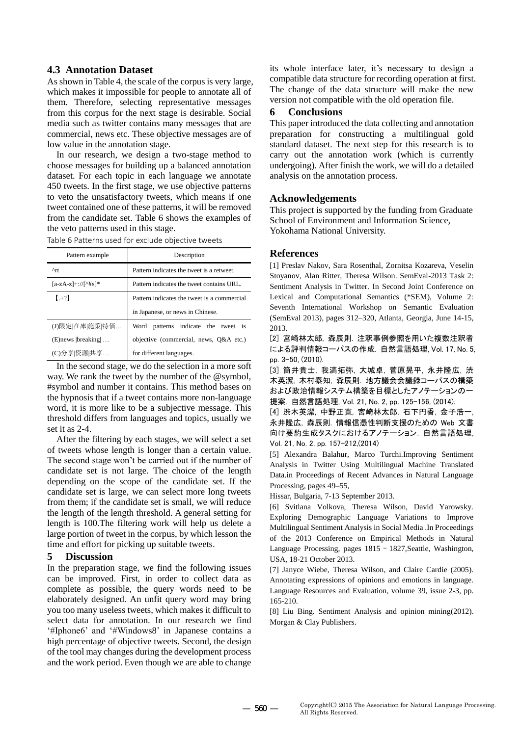### 4.3 Annotation Dataset

As shown in Table 4, the scale of the corpus is very large, which makes it impossible for people to annotate all of them. Therefore, selecting representative messages from this corpus for the next stage is desirable. Social media such as twitter contains many messages that are commercial, news etc. These objective messages are of low value in the annotation stage.

In our research, we design a two-stage method to choose messages for building up a balanced annotation dataset. For each topic in each language we annotate 450 tweets. In the first stage, we use objective patterns to veto the unsatisfactory tweets, which means if one tweet contained one of these patterns, it will be removed from the candidate set. Table 6 shows the examples of the veto patterns used in this stage.

Table 6 Patterns used for exclude objective tweets

| Pattern example | Description |
|---|---|
| ^rt | Pattern indicates the tweet is a retweet. |
| [a-zA-z]+://[^¥s]* | Pattern indicates the tweet contains URL. |
| 【.+?】 | Pattern indicates the tweet is a commercial in Japanese, or news in Chinese. |
| (J)限定\|在庫\|施策\|特価… (E)news \|breaking\| … (C)分享\|资源\|共享… | Word patterns indicate the tweet is objective (commercial, news, Q&A etc.) for different languages. |

In the second stage, we do the selection in a more soft way. We rank the tweet by the number of the @symbol, #symbol and number it contains. This method bases on the hypnosis that if a tweet contains more non-language word, it is more like to be a subjective message. This threshold differs from languages and topics, usually we set it as 2-4.

After the filtering by each stages, we will select a set of tweets whose length is longer than a certain value. The second stage won't be carried out if the number of candidate set is not large. The choice of the length depending on the scope of the candidate set. If the candidate set is large, we can select more long tweets from them; if the candidate set is small, we will reduce the length of the length threshold. A general setting for length is 100.The filtering work will help us delete a large portion of tweet in the corpus, by which lesson the time and effort for picking up suitable tweets.

## 5 Discussion

In the preparation stage, we find the following issues can be improved. First, in order to collect data as complete as possible, the query words need to be elaborately designed. An unfit query word may bring you too many useless tweets, which makes it difficult to select data for annotation. In our research we find '#Iphone6' and '#Windows8' in Japanese contains a high percentage of objective tweets. Second, the design of the tool may changes during the development process and the work period. Even though we are able to change its whole interface later, it's necessary to design a compatible data structure for recording operation at first. The change of the data structure will make the new version not compatible with the old operation file.

## 6 Conclusions

This paper introduced the data collecting and annotation preparation for constructing a multilingual gold standard dataset. The next step for this research is to carry out the annotation work (which is currently undergoing). After finish the work, we will do a detailed analysis on the annotation process.

## Acknowledgements

This project is supported by the funding from Graduate School of Environment and Information Science, Yokohama National University.

## References

[1] Preslav Nakov, Sara Rosenthal, Zornitsa Kozareva, Veselin Stoyanov, Alan Ritter, Theresa Wilson. SemEval-2013 Task 2: Sentiment Analysis in Twitter. In Second Joint Conference on Lexical and Computational Semantics (*SEM), Volume 2: Seventh International Workshop on Semantic Evaluation (SemEval 2013), pages 312–320, Atlanta, Georgia, June 14-15, 2013.

[2] 宮崎林太郎, 森辰則. 注釈事例参照を用いた複数注釈者による評判情報コーパスの作成. 自然言語処理, Vol. 17, No. 5, pp. 3-50, (2010).

[3] 筒井貴士, 我満拓弥, 大城卓, 菅原晃平, 永井隆広, 渋木英潔, 木村泰知, 森辰則. 地方議会会議録コーパスの構築および政治情報システム構築を目標としたアノテーションの一提案. 自然言語処理, Vol. 21, No. 2, pp. 125-156, (2014).

[4] 渋木英潔, 中野正寛, 宮崎林太郎, 石下円香, 金子浩一, 永井隆広, 森辰則. 情報信憑性判断支援のための Web 文書向け要約生成タスクにおけるアノテーション. 自然言語処理, Vol. 21, No. 2, pp. 157-212,(2014)

[5] Alexandra Balahur, Marco Turchi.Improving Sentiment Analysis in Twitter Using Multilingual Machine Translated Data.in Proceedings of Recent Advances in Natural Language Processing, pages 49–55,
Hissar, Bulgaria, 7-13 September 2013.

[6] Svitlana Volkova, Theresa Wilson, David Yarowsky. Exploring Demographic Language Variations to Improve Multilingual Sentiment Analysis in Social Media .In Proceedings of the 2013 Conference on Empirical Methods in Natural Language Processing, pages 1815–1827,Seattle, Washington, USA, 18-21 October 2013.

[7] Janyce Wiebe, Theresa Wilson, and Claire Cardie (2005). Annotating expressions of opinions and emotions in language. Language Resources and Evaluation, volume 39, issue 2-3, pp. 165-210.

[8] Liu Bing. Sentiment Analysis and opinion mining(2012). Morgan & Clay Publishers.